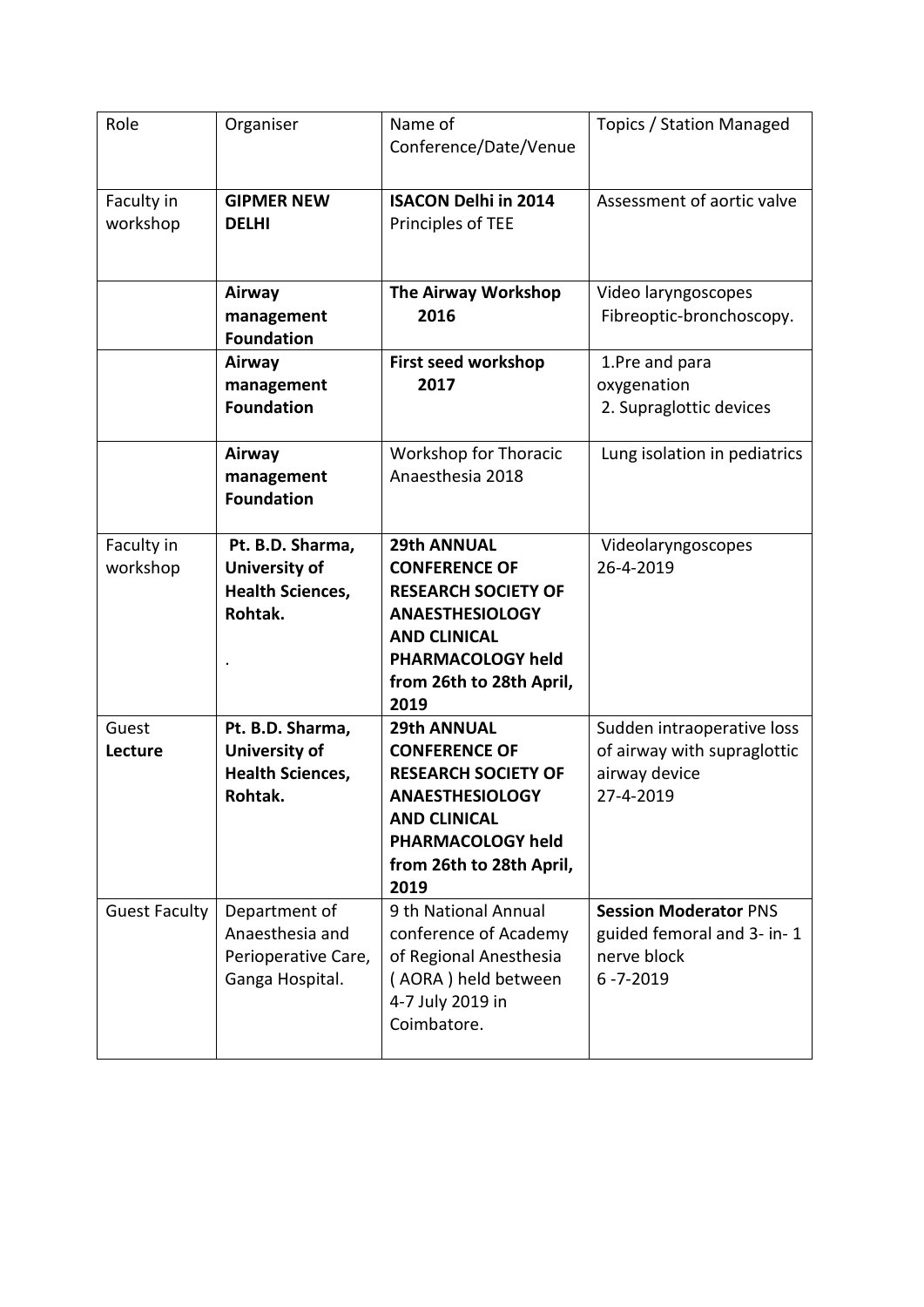| Role | Organiser | Name of Conference/Date/Venue | Topics / Station Managed |
|---|---|---|---|
| Faculty in workshop | **GIPMER NEW DELHI** | **ISACON Delhi in 2014** Principles of TEE | Assessment of aortic valve |
| | **Airway management Foundation** | **The Airway Workshop 2016** | Video laryngoscopes Fibreoptic-bronchoscopy. |
| | **Airway management Foundation** | **First seed workshop 2017** | 1.Pre and para oxygenation 2. Supraglottic devices |
| | **Airway management Foundation** | Workshop for Thoracic Anaesthesia 2018 | Lung isolation in pediatrics |
| Faculty in workshop | **Pt. B.D. Sharma, University of Health Sciences, Rohtak.** . | **29th ANNUAL CONFERENCE OF RESEARCH SOCIETY OF ANAESTHESIOLOGY AND CLINICAL PHARMACOLOGY held from 26th to 28th April, 2019** | Videolaryngoscopes 26-4-2019 |
| Guest **Lecture** | **Pt. B.D. Sharma, University of Health Sciences, Rohtak.** | **29th ANNUAL CONFERENCE OF RESEARCH SOCIETY OF ANAESTHESIOLOGY AND CLINICAL PHARMACOLOGY held from 26th to 28th April, 2019** | Sudden intraoperative loss of airway with supraglottic airway device 27-4-2019 |
| Guest Faculty | Department of Anaesthesia and Perioperative Care, Ganga Hospital. | 9 th National Annual conference of Academy of Regional Anesthesia ( AORA ) held between 4-7 July 2019 in Coimbatore. | **Session Moderator** PNS guided femoral and 3- in- 1 nerve block 6 -7-2019 |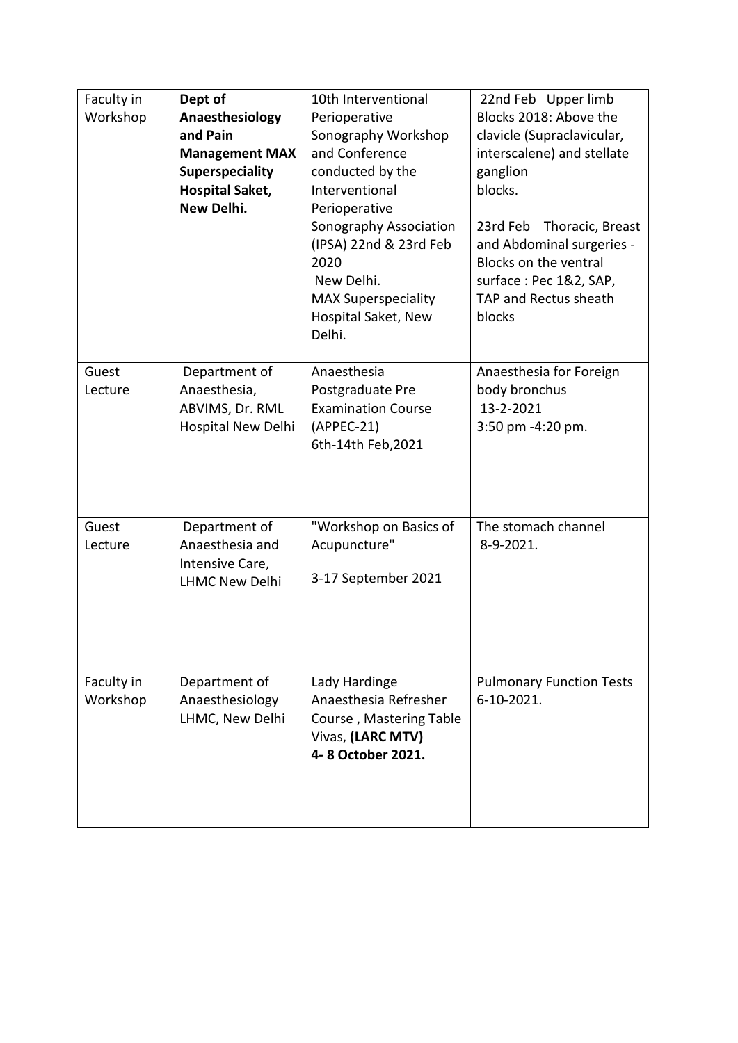| Faculty in Workshop | **Dept of Anaesthesiology and Pain Management MAX Superspeciality Hospital Saket, New Delhi.** | 10th Interventional Perioperative Sonography Workshop and Conference conducted by the Interventional Perioperative Sonography Association (IPSA) 22nd & 23rd Feb 2020 New Delhi. MAX Superspeciality Hospital Saket, New Delhi. | 22nd Feb Upper limb Blocks 2018: Above the clavicle (Supraclavicular, interscalene) and stellate ganglion blocks.<br><br>23rd Feb Thoracic, Breast and Abdominal surgeries - Blocks on the ventral surface : Pec 1&2, SAP, TAP and Rectus sheath blocks |
|---|---|---|---|
| Guest Lecture | Department of Anaesthesia, ABVIMS, Dr. RML Hospital New Delhi | Anaesthesia Postgraduate Pre Examination Course (APPEC-21) 6th-14th Feb,2021 | Anaesthesia for Foreign body bronchus 13-2-2021 3:50 pm -4:20 pm. |
| Guest Lecture | Department of Anaesthesia and Intensive Care, LHMC New Delhi | "Workshop on Basics of Acupuncture"<br><br>3-17 September 2021 | The stomach channel 8-9-2021. |
| Faculty in Workshop | Department of Anaesthesiology LHMC, New Delhi | Lady Hardinge Anaesthesia Refresher Course , Mastering Table Vivas, **(LARC MTV)** **4- 8 October 2021.** | Pulmonary Function Tests 6-10-2021. |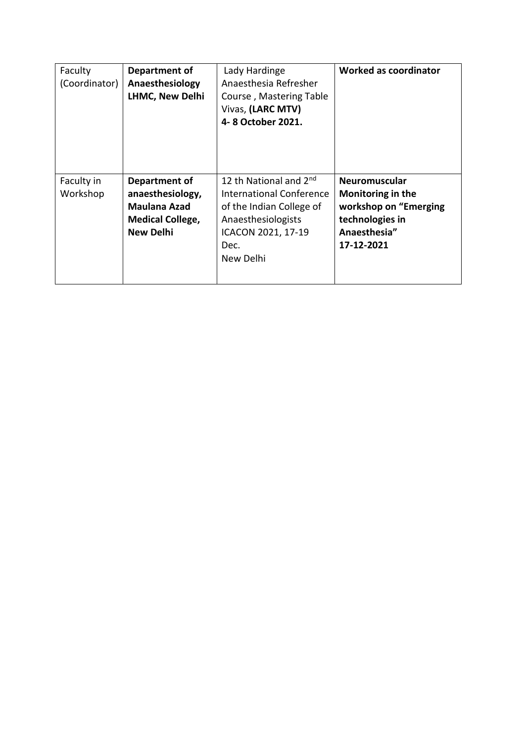| | | | |
|---|---|---|---|
| Faculty (Coordinator) | **Department of Anaesthesiology LHMC, New Delhi** | Lady Hardinge Anaesthesia Refresher Course , Mastering Table Vivas, **(LARC MTV)** **4- 8 October 2021.** | **Worked as coordinator** |
| Faculty in Workshop | **Department of anaesthesiology, Maulana Azad Medical College, New Delhi** | 12 th National and 2nd International Conference of the Indian College of Anaesthesiologists ICACON 2021, 17-19 Dec. New Delhi | **Neuromuscular Monitoring in the workshop on "Emerging technologies in Anaesthesia" 17-12-2021** |